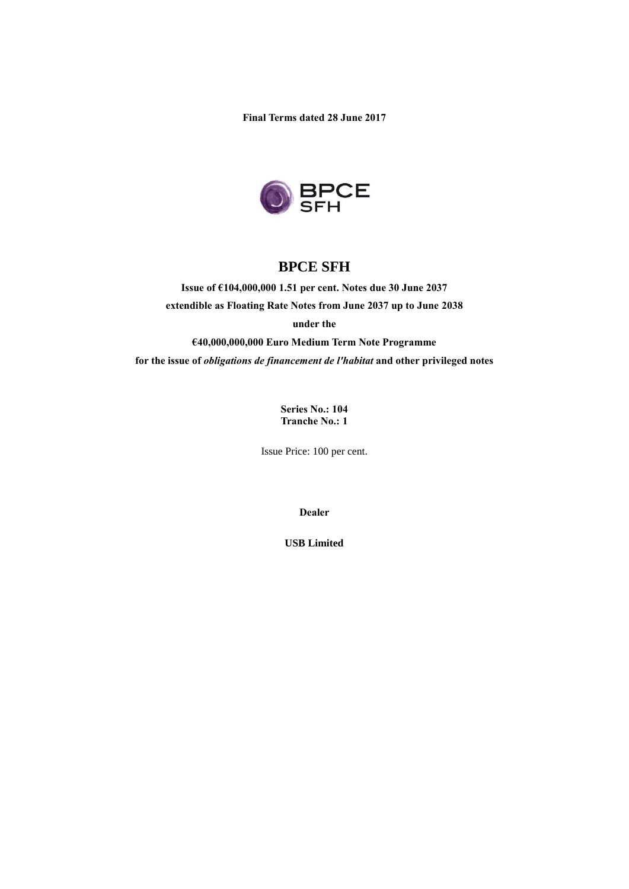**Final Terms dated 28 June 2017**

# BPCE SFH

**Issue of €104,000,000 1.51 per cent. Notes due 30 June 2037**

**extendible as Floating Rate Notes from June 2037 up to June 2038**

**under the**

**€40,000,000,000 Euro Medium Term Note Programme**

**for the issue of *obligations de financement de l'habitat* and other privileged notes**

**Series No.: 104**
**Tranche No.: 1**

Issue Price: 100 per cent.

**Dealer**

**USB Limited**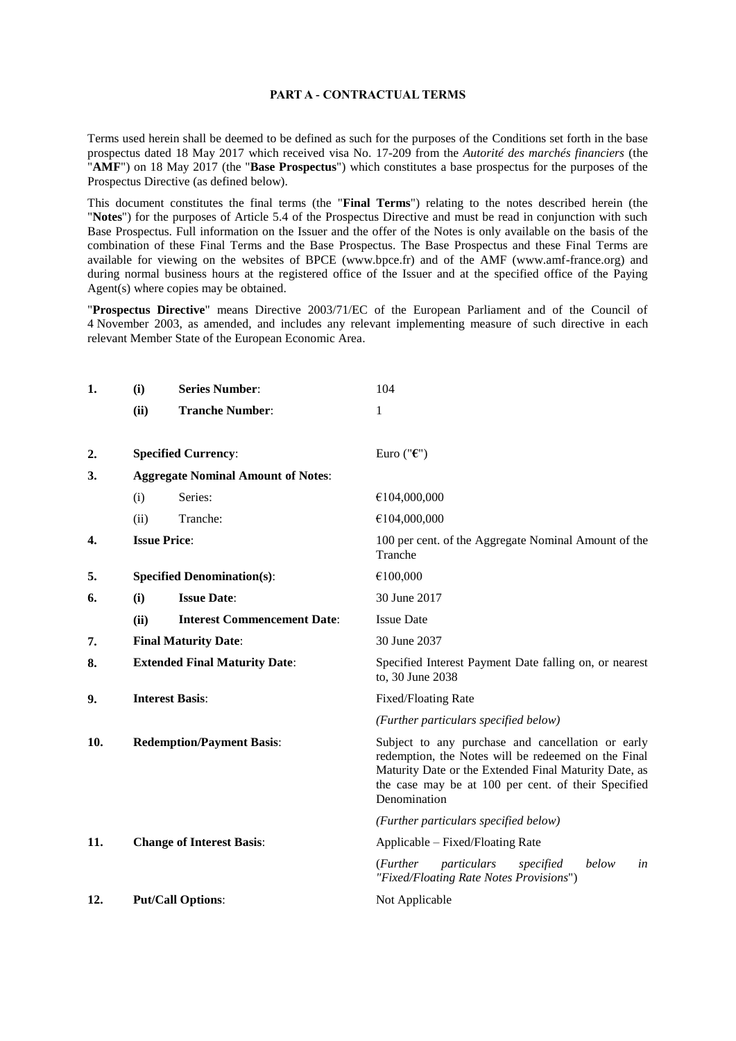## PART A - CONTRACTUAL TERMS

Terms used herein shall be deemed to be defined as such for the purposes of the Conditions set forth in the base prospectus dated 18 May 2017 which received visa No. 17-209 from the *Autorité des marchés financiers* (the "**AMF**") on 18 May 2017 (the "**Base Prospectus**") which constitutes a base prospectus for the purposes of the Prospectus Directive (as defined below).

This document constitutes the final terms (the "**Final Terms**") relating to the notes described herein (the "**Notes**") for the purposes of Article 5.4 of the Prospectus Directive and must be read in conjunction with such Base Prospectus. Full information on the Issuer and the offer of the Notes is only available on the basis of the combination of these Final Terms and the Base Prospectus. The Base Prospectus and these Final Terms are available for viewing on the websites of BPCE (www.bpce.fr) and of the AMF (www.amf-france.org) and during normal business hours at the registered office of the Issuer and at the specified office of the Paying Agent(s) where copies may be obtained.

"**Prospectus Directive**" means Directive 2003/71/EC of the European Parliament and of the Council of 4 November 2003, as amended, and includes any relevant implementing measure of such directive in each relevant Member State of the European Economic Area.

| | | | |
|---|---|---|---|
| **1.** | **(i)** | **Series Number**: | 104 |
| | **(ii)** | **Tranche Number**: | 1 |
| **2.** | | **Specified Currency**: | Euro ("**€**") |
| **3.** | | **Aggregate Nominal Amount of Notes**: | |
| | (i) | Series: | €104,000,000 |
| | (ii) | Tranche: | €104,000,000 |
| **4.** | | **Issue Price**: | 100 per cent. of the Aggregate Nominal Amount of the Tranche |
| **5.** | | **Specified Denomination(s)**: | €100,000 |
| **6.** | **(i)** | **Issue Date**: | 30 June 2017 |
| | **(ii)** | **Interest Commencement Date**: | Issue Date |
| **7.** | | **Final Maturity Date**: | 30 June 2037 |
| **8.** | | **Extended Final Maturity Date**: | Specified Interest Payment Date falling on, or nearest to, 30 June 2038 |
| **9.** | | **Interest Basis**: | Fixed/Floating Rate<br>*(Further particulars specified below)* |
| **10.** | | **Redemption/Payment Basis**: | Subject to any purchase and cancellation or early redemption, the Notes will be redeemed on the Final Maturity Date or the Extended Final Maturity Date, as the case may be at 100 per cent. of their Specified Denomination<br>*(Further particulars specified below)* |
| **11.** | | **Change of Interest Basis**: | Applicable – Fixed/Floating Rate<br>(*Further particulars specified below in "Fixed/Floating Rate Notes Provisions*") |
| **12.** | | **Put/Call Options**: | Not Applicable |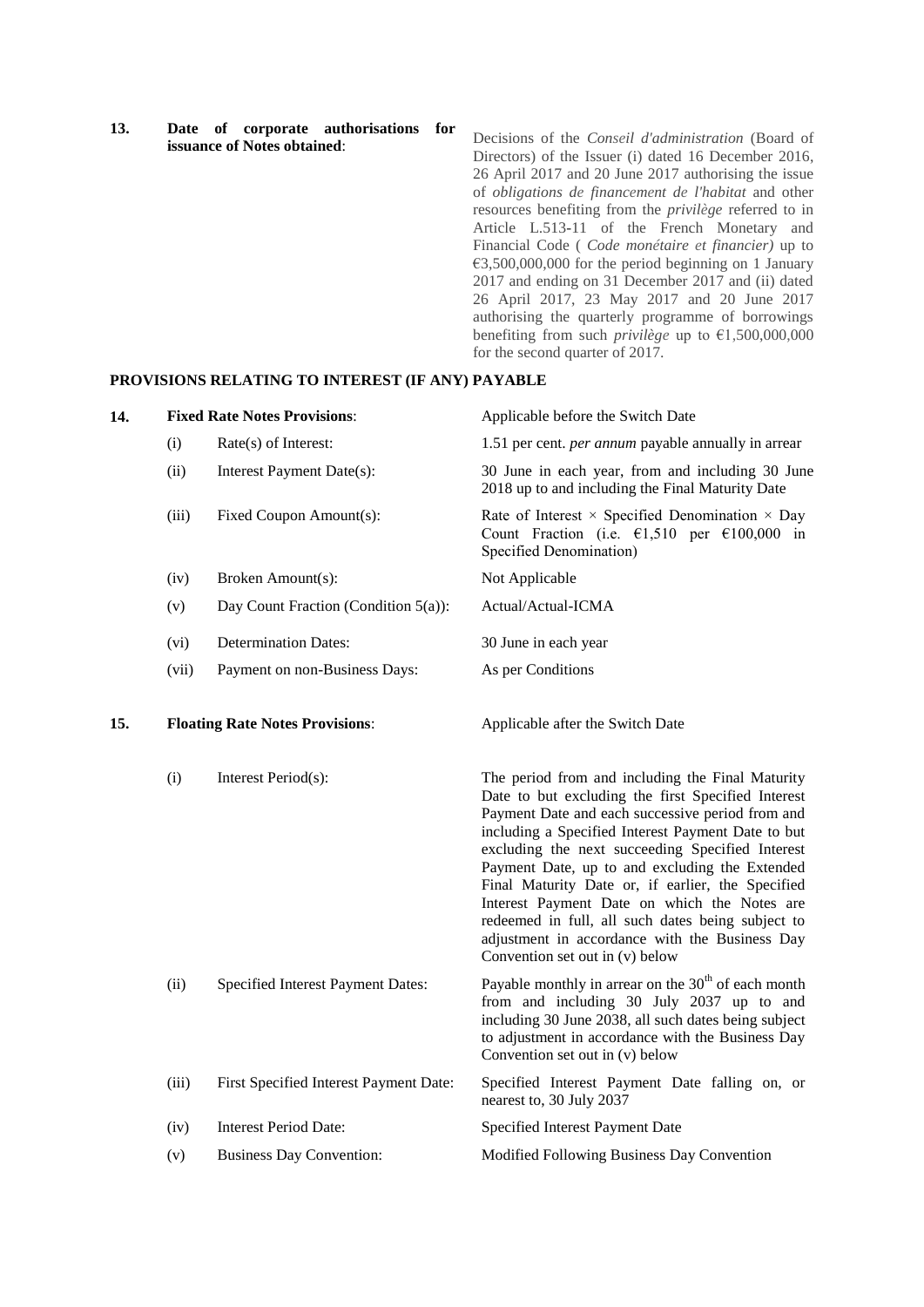| | | | |
|---|---|---|---|
| **13.** | **Date of corporate authorisations for issuance of Notes obtained**: | | Decisions of the *Conseil d'administration* (Board of Directors) of the Issuer (i) dated 16 December 2016, 26 April 2017 and 20 June 2017 authorising the issue of *obligations de financement de l'habitat* and other resources benefiting from the *privilège* referred to in Article L.513-11 of the French Monetary and Financial Code ( *Code monétaire et financier)* up to €3,500,000,000 for the period beginning on 1 January 2017 and ending on 31 December 2017 and (ii) dated 26 April 2017, 23 May 2017 and 20 June 2017 authorising the quarterly programme of borrowings benefiting from such *privilège* up to €1,500,000,000 for the second quarter of 2017. |

## PROVISIONS RELATING TO INTEREST (IF ANY) PAYABLE

| | | | |
|---|---|---|---|
| **14.** | **Fixed Rate Notes Provisions**: | | Applicable before the Switch Date |
| | (i) | Rate(s) of Interest: | 1.51 per cent. *per annum* payable annually in arrear |
| | (ii) | Interest Payment Date(s): | 30 June in each year, from and including 30 June 2018 up to and including the Final Maturity Date |
| | (iii) | Fixed Coupon Amount(s): | Rate of Interest × Specified Denomination × Day Count Fraction (i.e. €1,510 per €100,000 in Specified Denomination) |
| | (iv) | Broken Amount(s): | Not Applicable |
| | (v) | Day Count Fraction (Condition 5(a)): | Actual/Actual-ICMA |
| | (vi) | Determination Dates: | 30 June in each year |
| | (vii) | Payment on non-Business Days: | As per Conditions |
| **15.** | **Floating Rate Notes Provisions**: | | Applicable after the Switch Date |
| | (i) | Interest Period(s): | The period from and including the Final Maturity Date to but excluding the first Specified Interest Payment Date and each successive period from and including a Specified Interest Payment Date to but excluding the next succeeding Specified Interest Payment Date, up to and excluding the Extended Final Maturity Date or, if earlier, the Specified Interest Payment Date on which the Notes are redeemed in full, all such dates being subject to adjustment in accordance with the Business Day Convention set out in (v) below |
| | (ii) | Specified Interest Payment Dates: | Payable monthly in arrear on the 30th of each month from and including 30 July 2037 up to and including 30 June 2038, all such dates being subject to adjustment in accordance with the Business Day Convention set out in (v) below |
| | (iii) | First Specified Interest Payment Date: | Specified Interest Payment Date falling on, or nearest to, 30 July 2037 |
| | (iv) | Interest Period Date: | Specified Interest Payment Date |
| | (v) | Business Day Convention: | Modified Following Business Day Convention |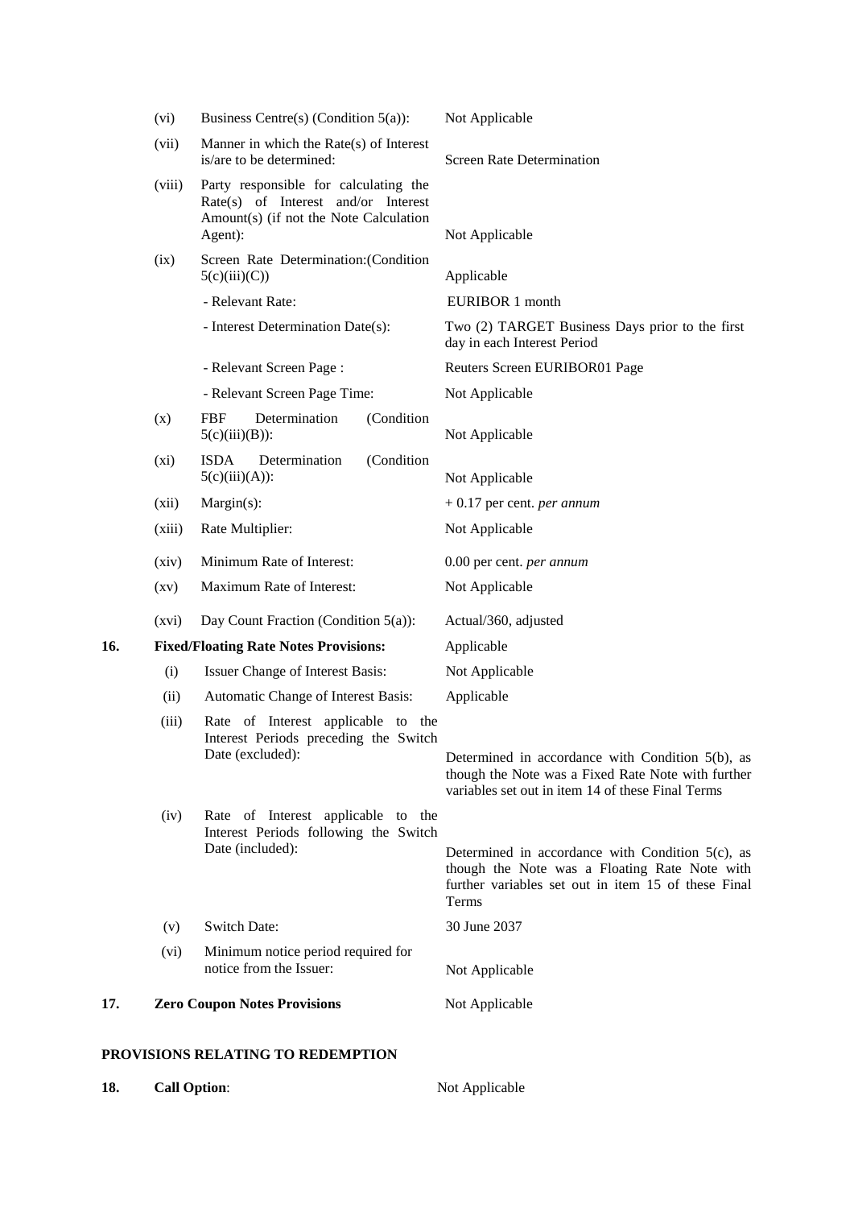| | | | |
|---|---|---|---|
| | (vi) | Business Centre(s) (Condition 5(a)): | Not Applicable |
| | (vii) | Manner in which the Rate(s) of Interest is/are to be determined: | Screen Rate Determination |
| | (viii) | Party responsible for calculating the Rate(s) of Interest and/or Interest Amount(s) (if not the Note Calculation Agent): | Not Applicable |
| | (ix) | Screen Rate Determination:(Condition 5(c)(iii)(C)) | Applicable |
| | | - Relevant Rate: | EURIBOR 1 month |
| | | - Interest Determination Date(s): | Two (2) TARGET Business Days prior to the first day in each Interest Period |
| | | - Relevant Screen Page : | Reuters Screen EURIBOR01 Page |
| | | - Relevant Screen Page Time: | Not Applicable |
| | (x) | FBF Determination (Condition 5(c)(iii)(B)): | Not Applicable |
| | (xi) | ISDA Determination (Condition 5(c)(iii)(A)): | Not Applicable |
| | (xii) | Margin(s): | + 0.17 per cent. *per annum* |
| | (xiii) | Rate Multiplier: | Not Applicable |
| | (xiv) | Minimum Rate of Interest: | 0.00 per cent. *per annum* |
| | (xv) | Maximum Rate of Interest: | Not Applicable |
| | (xvi) | Day Count Fraction (Condition 5(a)): | Actual/360, adjusted |
| **16.** | **Fixed/Floating Rate Notes Provisions:** | | Applicable |
| | (i) | Issuer Change of Interest Basis: | Not Applicable |
| | (ii) | Automatic Change of Interest Basis: | Applicable |
| | (iii) | Rate of Interest applicable to the Interest Periods preceding the Switch Date (excluded): | Determined in accordance with Condition 5(b), as though the Note was a Fixed Rate Note with further variables set out in item 14 of these Final Terms |
| | (iv) | Rate of Interest applicable to the Interest Periods following the Switch Date (included): | Determined in accordance with Condition 5(c), as though the Note was a Floating Rate Note with further variables set out in item 15 of these Final Terms |
| | (v) | Switch Date: | 30 June 2037 |
| | (vi) | Minimum notice period required for notice from the Issuer: | Not Applicable |
| **17.** | **Zero Coupon Notes Provisions** | | Not Applicable |

**PROVISIONS RELATING TO REDEMPTION**

| | | |
|---|---|---|
| **18.** | **Call Option**: | Not Applicable |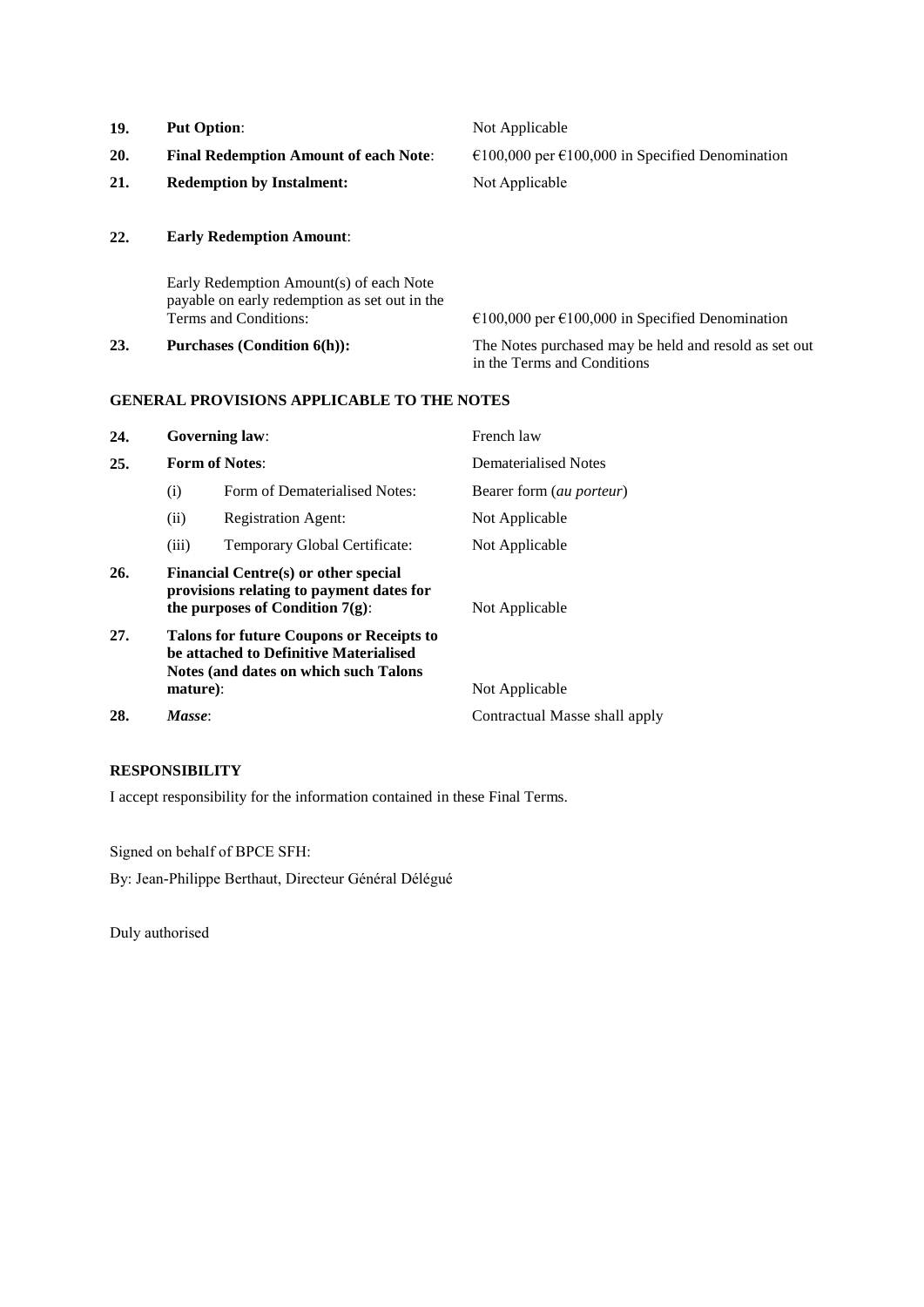| | | |
|---|---|---|
| **19.** | **Put Option**: | Not Applicable |
| **20.** | **Final Redemption Amount of each Note**: | €100,000 per €100,000 in Specified Denomination |
| **21.** | **Redemption by Instalment:** | Not Applicable |
| **22.** | **Early Redemption Amount**: | |
| | Early Redemption Amount(s) of each Note payable on early redemption as set out in the Terms and Conditions: | €100,000 per €100,000 in Specified Denomination |
| **23.** | **Purchases (Condition 6(h)):** | The Notes purchased may be held and resold as set out in the Terms and Conditions |

## GENERAL PROVISIONS APPLICABLE TO THE NOTES

| | | | |
|---|---|---|---|
| **24.** | **Governing law**: | | French law |
| **25.** | **Form of Notes**: | | Dematerialised Notes |
| | (i) | Form of Dematerialised Notes: | Bearer form (*au porteur*) |
| | (ii) | Registration Agent: | Not Applicable |
| | (iii) | Temporary Global Certificate: | Not Applicable |
| **26.** | **Financial Centre(s) or other special provisions relating to payment dates for the purposes of Condition 7(g)**: | | Not Applicable |
| **27.** | **Talons for future Coupons or Receipts to be attached to Definitive Materialised Notes (and dates on which such Talons mature)**: | | Not Applicable |
| **28.** | ***Masse***: | | Contractual Masse shall apply |

## RESPONSIBILITY

I accept responsibility for the information contained in these Final Terms.

Signed on behalf of BPCE SFH:

By: Jean-Philippe Berthaut, Directeur Général Délégué

Duly authorised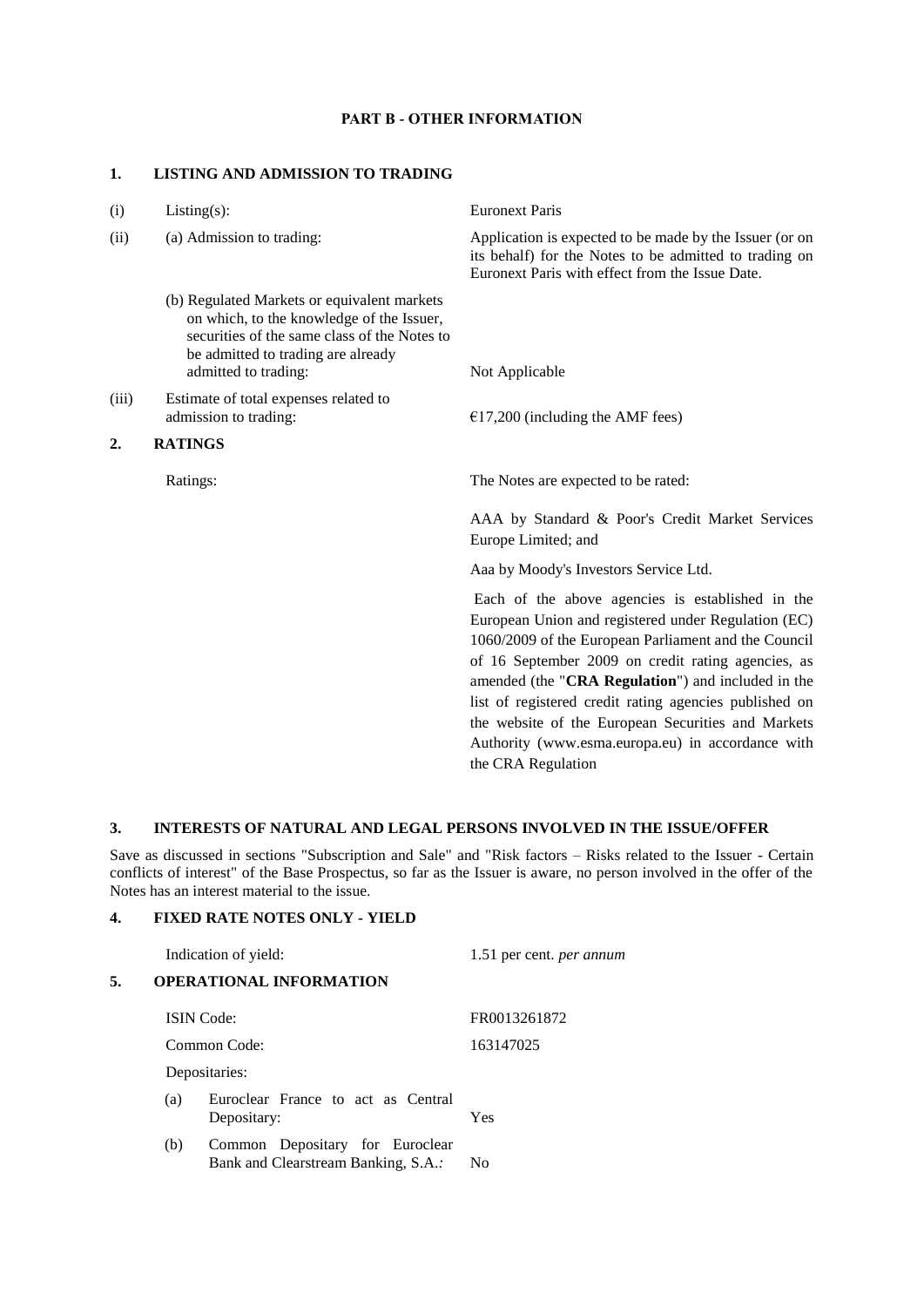## PART B - OTHER INFORMATION

### 1. LISTING AND ADMISSION TO TRADING

| | | |
|---|---|---|
| (i) | Listing(s): | Euronext Paris |
| (ii) | (a) Admission to trading: | Application is expected to be made by the Issuer (or on its behalf) for the Notes to be admitted to trading on Euronext Paris with effect from the Issue Date. |
| | (b) Regulated Markets or equivalent markets on which, to the knowledge of the Issuer, securities of the same class of the Notes to be admitted to trading are already admitted to trading: | Not Applicable |
| (iii) | Estimate of total expenses related to admission to trading: | €17,200 (including the AMF fees) |

### 2. RATINGS

Ratings: The Notes are expected to be rated:

AAA by Standard & Poor's Credit Market Services Europe Limited; and

Aaa by Moody's Investors Service Ltd.

Each of the above agencies is established in the European Union and registered under Regulation (EC) 1060/2009 of the European Parliament and the Council of 16 September 2009 on credit rating agencies, as amended (the "**CRA Regulation**") and included in the list of registered credit rating agencies published on the website of the European Securities and Markets Authority (www.esma.europa.eu) in accordance with the CRA Regulation

### 3. INTERESTS OF NATURAL AND LEGAL PERSONS INVOLVED IN THE ISSUE/OFFER

Save as discussed in sections "Subscription and Sale" and "Risk factors – Risks related to the Issuer - Certain conflicts of interest" of the Base Prospectus, so far as the Issuer is aware, no person involved in the offer of the Notes has an interest material to the issue.

### 4. FIXED RATE NOTES ONLY - YIELD

Indication of yield: 1.51 per cent. *per annum*

### 5. OPERATIONAL INFORMATION

| | |
|---|---|
| ISIN Code: | FR0013261872 |
| Common Code: | 163147025 |
| Depositaries: | |
| (a) Euroclear France to act as Central Depositary: | Yes |
| (b) Common Depositary for Euroclear Bank and Clearstream Banking, S.A.*:* | No |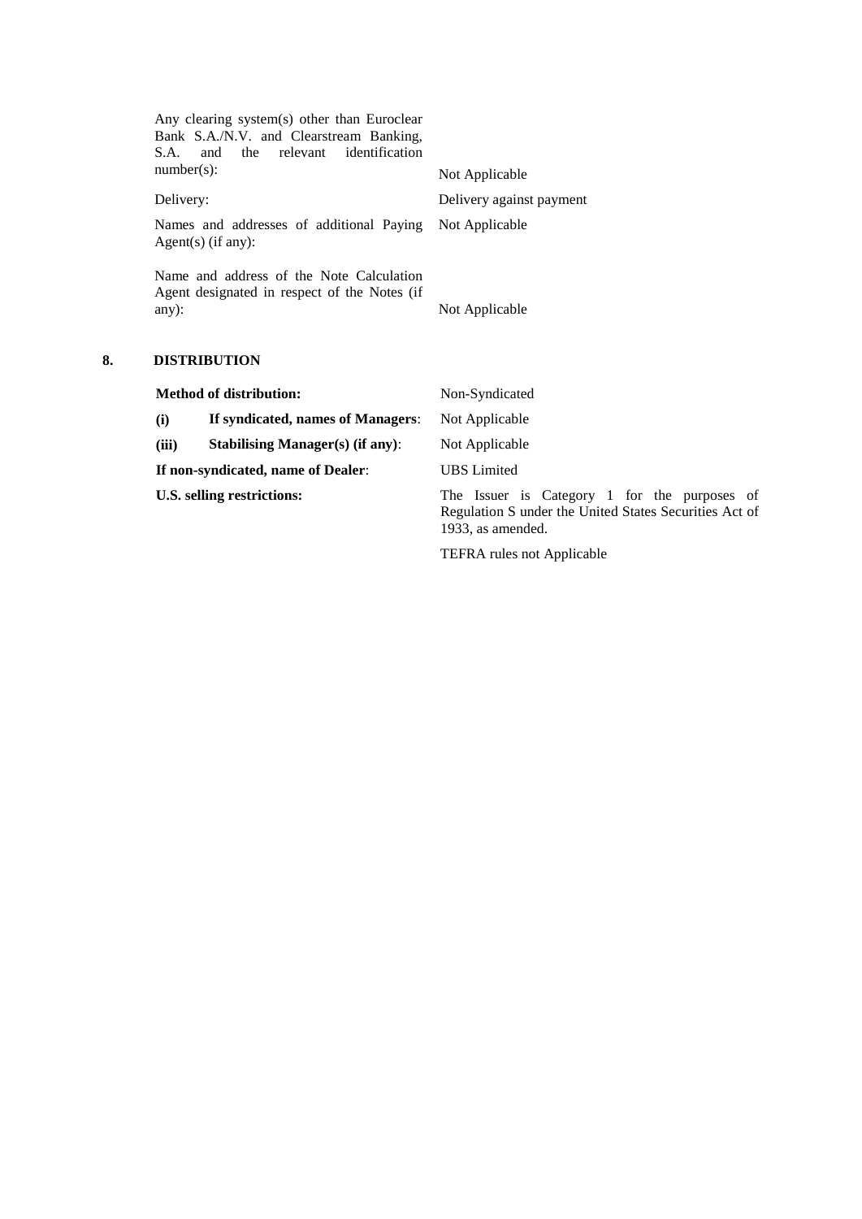| | |
|---|---|
| Any clearing system(s) other than Euroclear Bank S.A./N.V. and Clearstream Banking, S.A. and the relevant identification number(s): | Not Applicable |
| Delivery: | Delivery against payment |
| Names and addresses of additional Paying Agent(s) (if any): | Not Applicable |
| Name and address of the Note Calculation Agent designated in respect of the Notes (if any): | Not Applicable |

## 8. DISTRIBUTION

| | |
|---|---|
| **Method of distribution:** | Non-Syndicated |
| **(i) If syndicated, names of Managers**: | Not Applicable |
| **(iii) Stabilising Manager(s) (if any)**: | Not Applicable |
| **If non-syndicated, name of Dealer**: | UBS Limited |
| **U.S. selling restrictions:** | The Issuer is Category 1 for the purposes of Regulation S under the United States Securities Act of 1933, as amended.<br><br>TEFRA rules not Applicable |